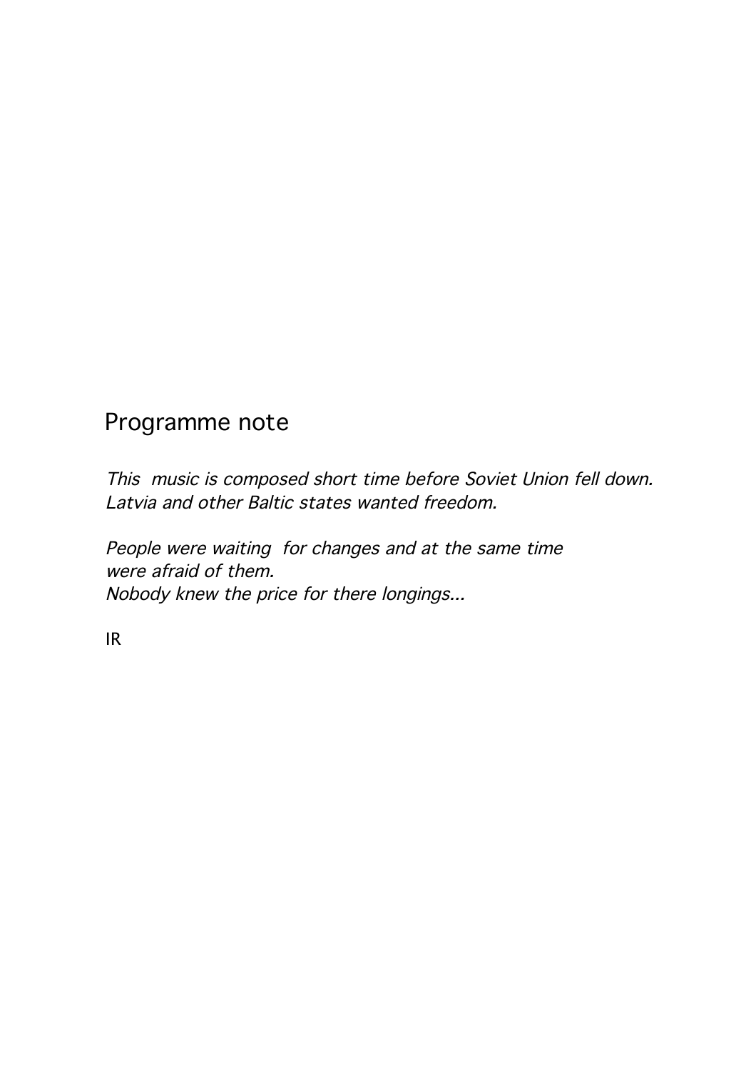# Programme note

*This music is composed short time before Soviet Union fell down.*
*Latvia and other Baltic states wanted freedom.*

*People were waiting for changes and at the same time*
*were afraid of them.*
*Nobody knew the price for there longings...*

IR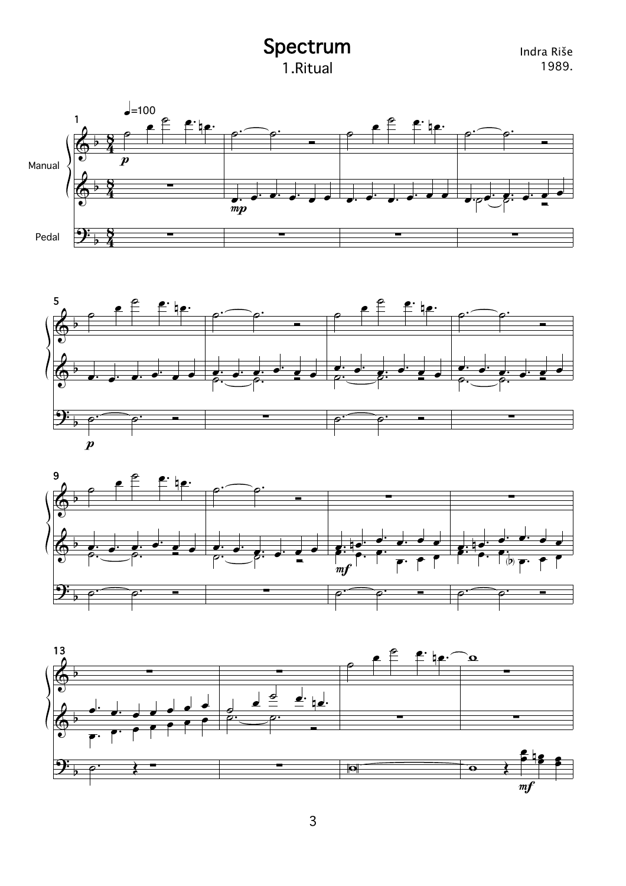# Spectrum

## 1.Ritual

Indra Riše
1989.